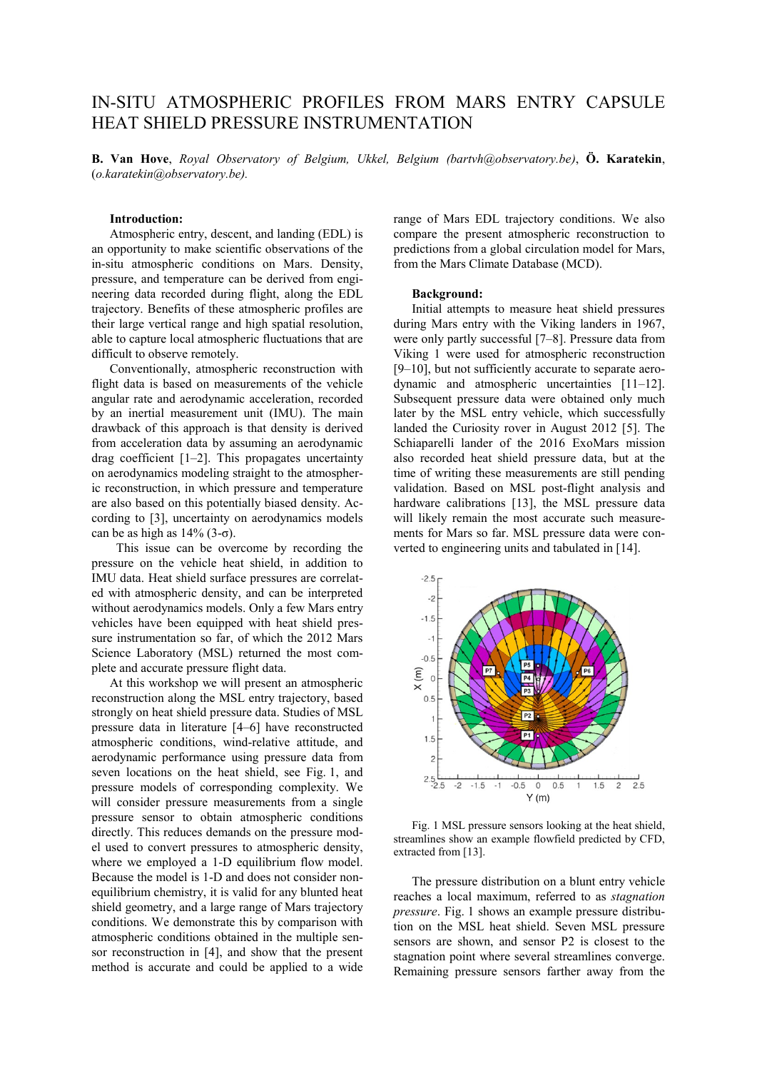# IN-SITU ATMOSPHERIC PROFILES FROM MARS ENTRY CAPSULE HEAT SHIELD PRESSURE INSTRUMENTATION

**B. Van Hove**, *Royal Observatory of Belgium, Ukkel, Belgium (bartvh@observatory.be)*, **Ö. Karatekin**, (*o.karatekin@observatory.be).*

**Introduction:**

Atmospheric entry, descent, and landing (EDL) is an opportunity to make scientific observations of the in-situ atmospheric conditions on Mars. Density, pressure, and temperature can be derived from engineering data recorded during flight, along the EDL trajectory. Benefits of these atmospheric profiles are their large vertical range and high spatial resolution, able to capture local atmospheric fluctuations that are difficult to observe remotely.

Conventionally, atmospheric reconstruction with flight data is based on measurements of the vehicle angular rate and aerodynamic acceleration, recorded by an inertial measurement unit (IMU). The main drawback of this approach is that density is derived from acceleration data by assuming an aerodynamic drag coefficient [1–2]. This propagates uncertainty on aerodynamics modeling straight to the atmospheric reconstruction, in which pressure and temperature are also based on this potentially biased density. According to [3], uncertainty on aerodynamics models can be as high as 14% (3-σ).

This issue can be overcome by recording the pressure on the vehicle heat shield, in addition to IMU data. Heat shield surface pressures are correlated with atmospheric density, and can be interpreted without aerodynamics models. Only a few Mars entry vehicles have been equipped with heat shield pressure instrumentation so far, of which the 2012 Mars Science Laboratory (MSL) returned the most complete and accurate pressure flight data.

At this workshop we will present an atmospheric reconstruction along the MSL entry trajectory, based strongly on heat shield pressure data. Studies of MSL pressure data in literature [4–6] have reconstructed atmospheric conditions, wind-relative attitude, and aerodynamic performance using pressure data from seven locations on the heat shield, see Fig. 1, and pressure models of corresponding complexity. We will consider pressure measurements from a single pressure sensor to obtain atmospheric conditions directly. This reduces demands on the pressure model used to convert pressures to atmospheric density, where we employed a 1-D equilibrium flow model. Because the model is 1-D and does not consider non-equilibrium chemistry, it is valid for any blunted heat shield geometry, and a large range of Mars trajectory conditions. We demonstrate this by comparison with atmospheric conditions obtained in the multiple sensor reconstruction in [4], and show that the present method is accurate and could be applied to a wide range of Mars EDL trajectory conditions. We also compare the present atmospheric reconstruction to predictions from a global circulation model for Mars, from the Mars Climate Database (MCD).

**Background:**

Initial attempts to measure heat shield pressures during Mars entry with the Viking landers in 1967, were only partly successful [7–8]. Pressure data from Viking 1 were used for atmospheric reconstruction [9–10], but not sufficiently accurate to separate aerodynamic and atmospheric uncertainties [11–12]. Subsequent pressure data were obtained only much later by the MSL entry vehicle, which successfully landed the Curiosity rover in August 2012 [5]. The Schiaparelli lander of the 2016 ExoMars mission also recorded heat shield pressure data, but at the time of writing these measurements are still pending validation. Based on MSL post-flight analysis and hardware calibrations [13], the MSL pressure data will likely remain the most accurate such measurements for Mars so far. MSL pressure data were converted to engineering units and tabulated in [14].

Fig. 1 MSL pressure sensors looking at the heat shield, streamlines show an example flowfield predicted by CFD, extracted from [13].

The pressure distribution on a blunt entry vehicle reaches a local maximum, referred to as *stagnation pressure*. Fig. 1 shows an example pressure distribution on the MSL heat shield. Seven MSL pressure sensors are shown, and sensor P2 is closest to the stagnation point where several streamlines converge. Remaining pressure sensors farther away from the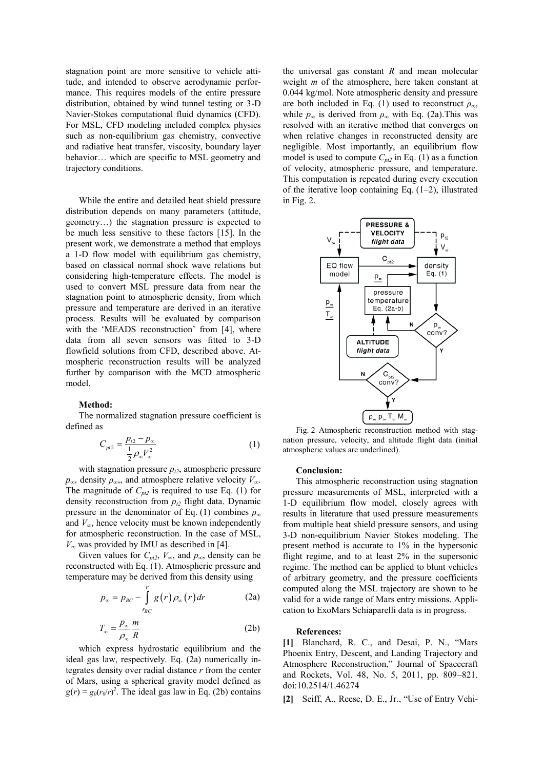stagnation point are more sensitive to vehicle attitude, and intended to observe aerodynamic performance. This requires models of the entire pressure distribution, obtained by wind tunnel testing or 3-D Navier-Stokes computational fluid dynamics (CFD). For MSL, CFD modeling included complex physics such as non-equilibrium gas chemistry, convective and radiative heat transfer, viscosity, boundary layer behavior… which are specific to MSL geometry and trajectory conditions.

While the entire and detailed heat shield pressure distribution depends on many parameters (attitude, geometry…) the stagnation pressure is expected to be much less sensitive to these factors [15]. In the present work, we demonstrate a method that employs a 1-D flow model with equilibrium gas chemistry, based on classical normal shock wave relations but considering high-temperature effects. The model is used to convert MSL pressure data from near the stagnation point to atmospheric density, from which pressure and temperature are derived in an iterative process. Results will be evaluated by comparison with the 'MEADS reconstruction' from [4], where data from all seven sensors was fitted to 3-D flowfield solutions from CFD, described above. Atmospheric reconstruction results will be analyzed further by comparison with the MCD atmospheric model.

**Method:**

The normalized stagnation pressure coefficient is defined as

$$C_{pt2} = \frac{p_{t2} - p_\infty}{\frac{1}{2}\rho_\infty V_\infty^2} \tag{1}$$

with stagnation pressure $p_{t2}$, atmospheric pressure $p_\infty$, density $\rho_\infty$, and atmosphere relative velocity $V_\infty$. The magnitude of $C_{pt2}$ is required to use Eq. (1) for density reconstruction from $p_{t2}$ flight data. Dynamic pressure in the denominator of Eq. (1) combines $\rho_\infty$ and $V_\infty$, hence velocity must be known independently for atmospheric reconstruction. In the case of MSL, $V_\infty$ was provided by IMU as described in [4].

Given values for $C_{pt2}$, $V_\infty$, and $p_\infty$, density can be reconstructed with Eq. (1). Atmospheric pressure and temperature may be derived from this density using

$$p_\infty = p_{BC} - \int_{r_{BC}}^{r} g(r)\rho_\infty(r)\,dr \tag{2a}$$

$$T_\infty = \frac{p_\infty}{\rho_\infty}\frac{m}{R} \tag{2b}$$

which express hydrostatic equilibrium and the ideal gas law, respectively. Eq. (2a) numerically integrates density over radial distance $r$ from the center of Mars, using a spherical gravity model defined as $g(r) = g_0(r_0/r)^2$. The ideal gas law in Eq. (2b) contains the universal gas constant $R$ and mean molecular weight $m$ of the atmosphere, here taken constant at 0.044 kg/mol. Note atmospheric density and pressure are both included in Eq. (1) used to reconstruct $\rho_\infty$, while $p_\infty$ is derived from $\rho_\infty$ with Eq. (2a).This was resolved with an iterative method that converges on when relative changes in reconstructed density are negligible. Most importantly, an equilibrium flow model is used to compute $C_{pt2}$ in Eq. (1) as a function of velocity, atmospheric pressure, and temperature. This computation is repeated during every execution of the iterative loop containing Eq. (1–2), illustrated in Fig. 2.

Fig. 2 Atmospheric reconstruction method with stagnation pressure, velocity, and altitude flight data (initial atmospheric values are underlined).

**Conclusion:**

This atmospheric reconstruction using stagnation pressure measurements of MSL, interpreted with a 1-D equilibrium flow model, closely agrees with results in literature that used pressure measurements from multiple heat shield pressure sensors, and using 3-D non-equilibrium Navier Stokes modeling. The present method is accurate to 1% in the hypersonic flight regime, and to at least 2% in the supersonic regime. The method can be applied to blunt vehicles of arbitrary geometry, and the pressure coefficients computed along the MSL trajectory are shown to be valid for a wide range of Mars entry missions. Application to ExoMars Schiaparelli data is in progress.

**References:**

**[1]** Blanchard, R. C., and Desai, P. N., "Mars Phoenix Entry, Descent, and Landing Trajectory and Atmosphere Reconstruction," Journal of Spacecraft and Rockets, Vol. 48, No. 5, 2011, pp. 809–821. doi:10.2514/1.46274

**[2]** Seiff, A., Reese, D. E., Jr., "Use of Entry Vehi-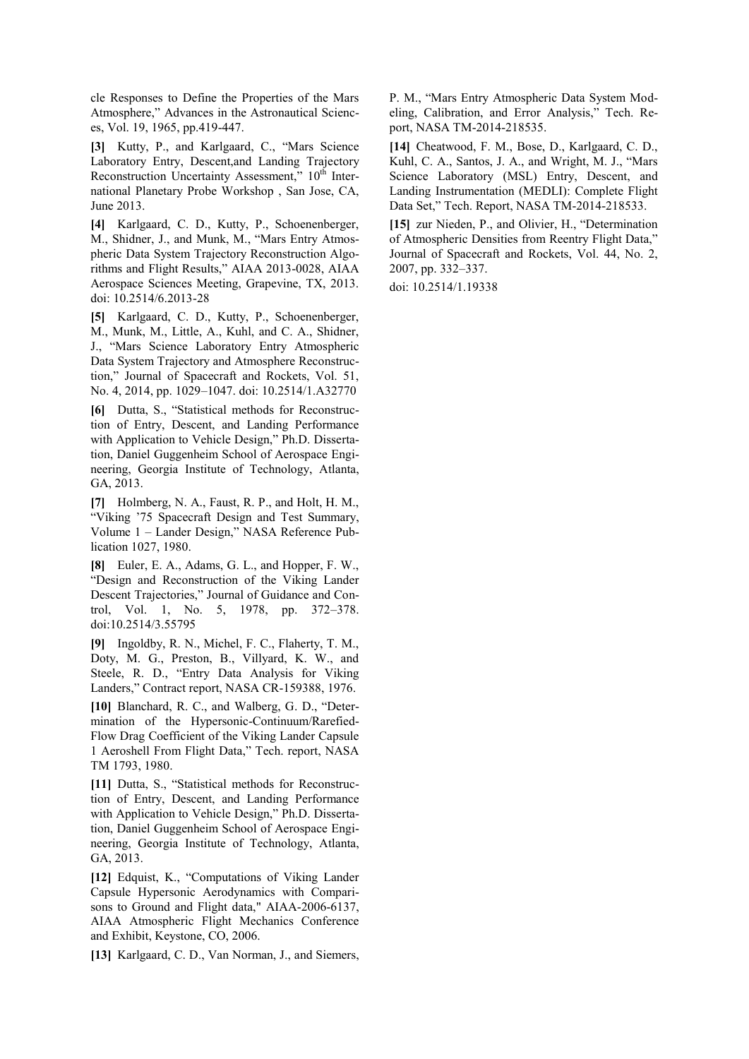cle Responses to Define the Properties of the Mars Atmosphere," Advances in the Astronautical Sciences, Vol. 19, 1965, pp.419-447.

**[3]** Kutty, P., and Karlgaard, C., "Mars Science Laboratory Entry, Descent,and Landing Trajectory Reconstruction Uncertainty Assessment," 10th International Planetary Probe Workshop , San Jose, CA, June 2013.

**[4]** Karlgaard, C. D., Kutty, P., Schoenenberger, M., Shidner, J., and Munk, M., "Mars Entry Atmospheric Data System Trajectory Reconstruction Algorithms and Flight Results," AIAA 2013-0028, AIAA Aerospace Sciences Meeting, Grapevine, TX, 2013. doi: 10.2514/6.2013-28

**[5]** Karlgaard, C. D., Kutty, P., Schoenenberger, M., Munk, M., Little, A., Kuhl, and C. A., Shidner, J., "Mars Science Laboratory Entry Atmospheric Data System Trajectory and Atmosphere Reconstruction," Journal of Spacecraft and Rockets, Vol. 51, No. 4, 2014, pp. 1029–1047. doi: 10.2514/1.A32770

**[6]** Dutta, S., "Statistical methods for Reconstruction of Entry, Descent, and Landing Performance with Application to Vehicle Design," Ph.D. Dissertation, Daniel Guggenheim School of Aerospace Engineering, Georgia Institute of Technology, Atlanta, GA, 2013.

**[7]** Holmberg, N. A., Faust, R. P., and Holt, H. M., "Viking '75 Spacecraft Design and Test Summary, Volume 1 – Lander Design," NASA Reference Publication 1027, 1980.

**[8]** Euler, E. A., Adams, G. L., and Hopper, F. W., "Design and Reconstruction of the Viking Lander Descent Trajectories," Journal of Guidance and Control, Vol. 1, No. 5, 1978, pp. 372–378. doi:10.2514/3.55795

**[9]** Ingoldby, R. N., Michel, F. C., Flaherty, T. M., Doty, M. G., Preston, B., Villyard, K. W., and Steele, R. D., "Entry Data Analysis for Viking Landers," Contract report, NASA CR-159388, 1976.

**[10]** Blanchard, R. C., and Walberg, G. D., "Determination of the Hypersonic-Continuum/Rarefied-Flow Drag Coefficient of the Viking Lander Capsule 1 Aeroshell From Flight Data," Tech. report, NASA TM 1793, 1980.

**[11]** Dutta, S., "Statistical methods for Reconstruction of Entry, Descent, and Landing Performance with Application to Vehicle Design," Ph.D. Dissertation, Daniel Guggenheim School of Aerospace Engineering, Georgia Institute of Technology, Atlanta, GA, 2013.

**[12]** Edquist, K., "Computations of Viking Lander Capsule Hypersonic Aerodynamics with Comparisons to Ground and Flight data," AIAA-2006-6137, AIAA Atmospheric Flight Mechanics Conference and Exhibit, Keystone, CO, 2006.

**[13]** Karlgaard, C. D., Van Norman, J., and Siemers, P. M., "Mars Entry Atmospheric Data System Modeling, Calibration, and Error Analysis," Tech. Report, NASA TM-2014-218535.

**[14]** Cheatwood, F. M., Bose, D., Karlgaard, C. D., Kuhl, C. A., Santos, J. A., and Wright, M. J., "Mars Science Laboratory (MSL) Entry, Descent, and Landing Instrumentation (MEDLI): Complete Flight Data Set," Tech. Report, NASA TM-2014-218533.

**[15]** zur Nieden, P., and Olivier, H., "Determination of Atmospheric Densities from Reentry Flight Data," Journal of Spacecraft and Rockets, Vol. 44, No. 2, 2007, pp. 332–337.

doi: 10.2514/1.19338